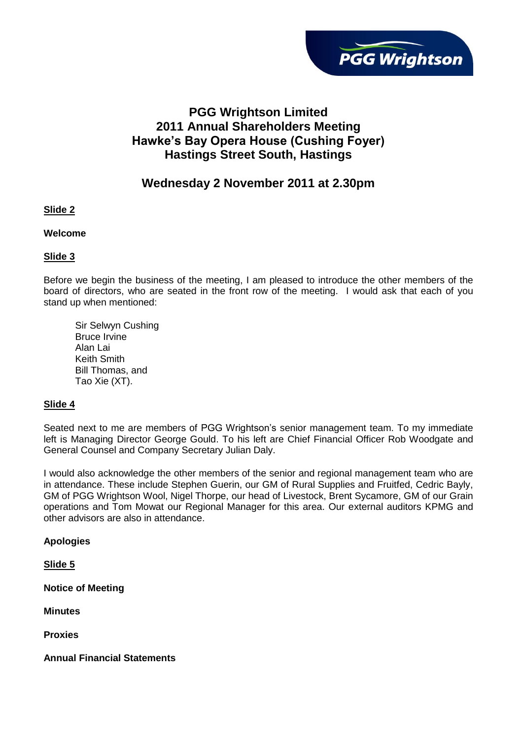# PGG Wrightson Limited
# 2011 Annual Shareholders Meeting
# Hawke's Bay Opera House (Cushing Foyer)
# Hastings Street South, Hastings

## Wednesday 2 November 2011 at 2.30pm

**Slide 2**

**Welcome**

**Slide 3**

Before we begin the business of the meeting, I am pleased to introduce the other members of the board of directors, who are seated in the front row of the meeting. I would ask that each of you stand up when mentioned:

Sir Selwyn Cushing
Bruce Irvine
Alan Lai
Keith Smith
Bill Thomas, and
Tao Xie (XT).

**Slide 4**

Seated next to me are members of PGG Wrightson's senior management team. To my immediate left is Managing Director George Gould. To his left are Chief Financial Officer Rob Woodgate and General Counsel and Company Secretary Julian Daly.

I would also acknowledge the other members of the senior and regional management team who are in attendance. These include Stephen Guerin, our GM of Rural Supplies and Fruitfed, Cedric Bayly, GM of PGG Wrightson Wool, Nigel Thorpe, our head of Livestock, Brent Sycamore, GM of our Grain operations and Tom Mowat our Regional Manager for this area. Our external auditors KPMG and other advisors are also in attendance.

**Apologies**

**Slide 5**

**Notice of Meeting**

**Minutes**

**Proxies**

**Annual Financial Statements**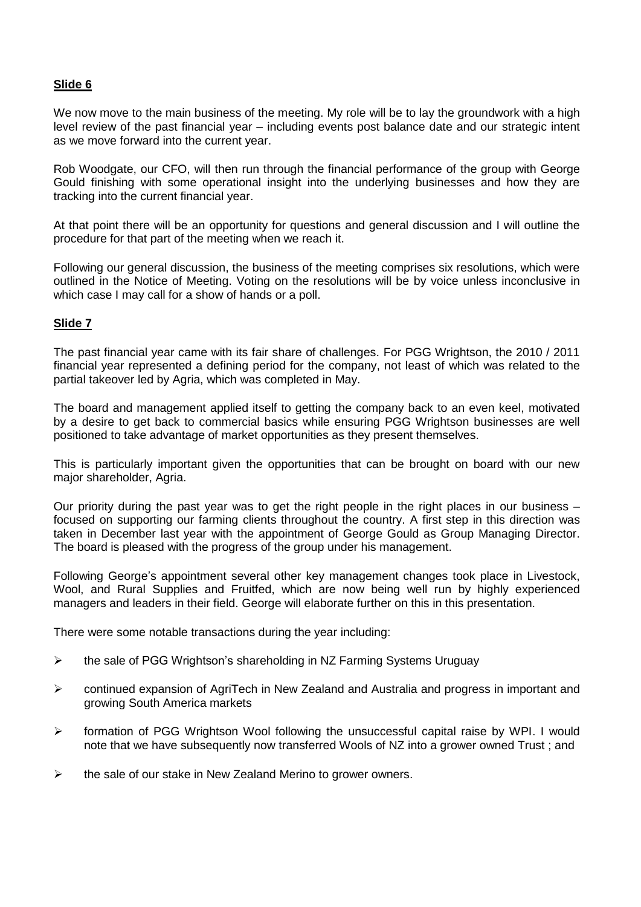**Slide 6**

We now move to the main business of the meeting. My role will be to lay the groundwork with a high level review of the past financial year – including events post balance date and our strategic intent as we move forward into the current year.

Rob Woodgate, our CFO, will then run through the financial performance of the group with George Gould finishing with some operational insight into the underlying businesses and how they are tracking into the current financial year.

At that point there will be an opportunity for questions and general discussion and I will outline the procedure for that part of the meeting when we reach it.

Following our general discussion, the business of the meeting comprises six resolutions, which were outlined in the Notice of Meeting. Voting on the resolutions will be by voice unless inconclusive in which case I may call for a show of hands or a poll.

**Slide 7**

The past financial year came with its fair share of challenges. For PGG Wrightson, the 2010 / 2011 financial year represented a defining period for the company, not least of which was related to the partial takeover led by Agria, which was completed in May.

The board and management applied itself to getting the company back to an even keel, motivated by a desire to get back to commercial basics while ensuring PGG Wrightson businesses are well positioned to take advantage of market opportunities as they present themselves.

This is particularly important given the opportunities that can be brought on board with our new major shareholder, Agria.

Our priority during the past year was to get the right people in the right places in our business – focused on supporting our farming clients throughout the country. A first step in this direction was taken in December last year with the appointment of George Gould as Group Managing Director. The board is pleased with the progress of the group under his management.

Following George's appointment several other key management changes took place in Livestock, Wool, and Rural Supplies and Fruitfed, which are now being well run by highly experienced managers and leaders in their field. George will elaborate further on this in this presentation.

There were some notable transactions during the year including:

- the sale of PGG Wrightson's shareholding in NZ Farming Systems Uruguay
- continued expansion of AgriTech in New Zealand and Australia and progress in important and growing South America markets
- formation of PGG Wrightson Wool following the unsuccessful capital raise by WPI. I would note that we have subsequently now transferred Wools of NZ into a grower owned Trust ; and
- the sale of our stake in New Zealand Merino to grower owners.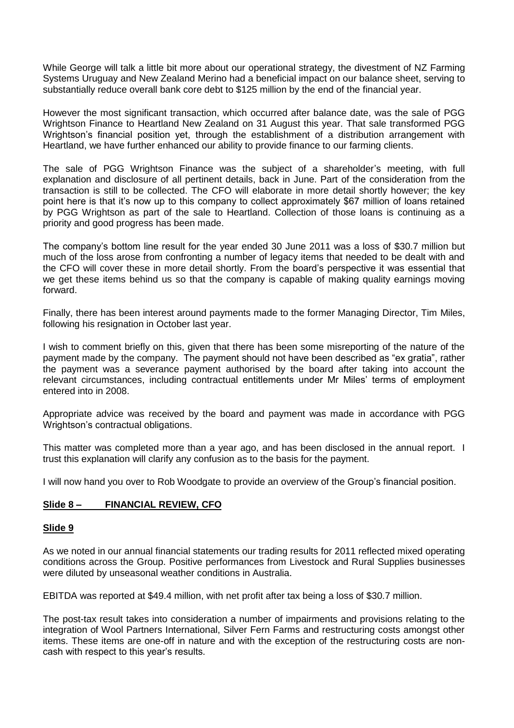While George will talk a little bit more about our operational strategy, the divestment of NZ Farming Systems Uruguay and New Zealand Merino had a beneficial impact on our balance sheet, serving to substantially reduce overall bank core debt to $125 million by the end of the financial year.

However the most significant transaction, which occurred after balance date, was the sale of PGG Wrightson Finance to Heartland New Zealand on 31 August this year. That sale transformed PGG Wrightson's financial position yet, through the establishment of a distribution arrangement with Heartland, we have further enhanced our ability to provide finance to our farming clients.

The sale of PGG Wrightson Finance was the subject of a shareholder's meeting, with full explanation and disclosure of all pertinent details, back in June. Part of the consideration from the transaction is still to be collected. The CFO will elaborate in more detail shortly however; the key point here is that it's now up to this company to collect approximately $67 million of loans retained by PGG Wrightson as part of the sale to Heartland. Collection of those loans is continuing as a priority and good progress has been made.

The company's bottom line result for the year ended 30 June 2011 was a loss of $30.7 million but much of the loss arose from confronting a number of legacy items that needed to be dealt with and the CFO will cover these in more detail shortly. From the board's perspective it was essential that we get these items behind us so that the company is capable of making quality earnings moving forward.

Finally, there has been interest around payments made to the former Managing Director, Tim Miles, following his resignation in October last year.

I wish to comment briefly on this, given that there has been some misreporting of the nature of the payment made by the company. The payment should not have been described as "ex gratia", rather the payment was a severance payment authorised by the board after taking into account the relevant circumstances, including contractual entitlements under Mr Miles' terms of employment entered into in 2008.

Appropriate advice was received by the board and payment was made in accordance with PGG Wrightson's contractual obligations.

This matter was completed more than a year ago, and has been disclosed in the annual report. I trust this explanation will clarify any confusion as to the basis for the payment.

I will now hand you over to Rob Woodgate to provide an overview of the Group's financial position.

**Slide 8 – FINANCIAL REVIEW, CFO**

**Slide 9**

As we noted in our annual financial statements our trading results for 2011 reflected mixed operating conditions across the Group. Positive performances from Livestock and Rural Supplies businesses were diluted by unseasonal weather conditions in Australia.

EBITDA was reported at $49.4 million, with net profit after tax being a loss of $30.7 million.

The post-tax result takes into consideration a number of impairments and provisions relating to the integration of Wool Partners International, Silver Fern Farms and restructuring costs amongst other items. These items are one-off in nature and with the exception of the restructuring costs are non-cash with respect to this year's results.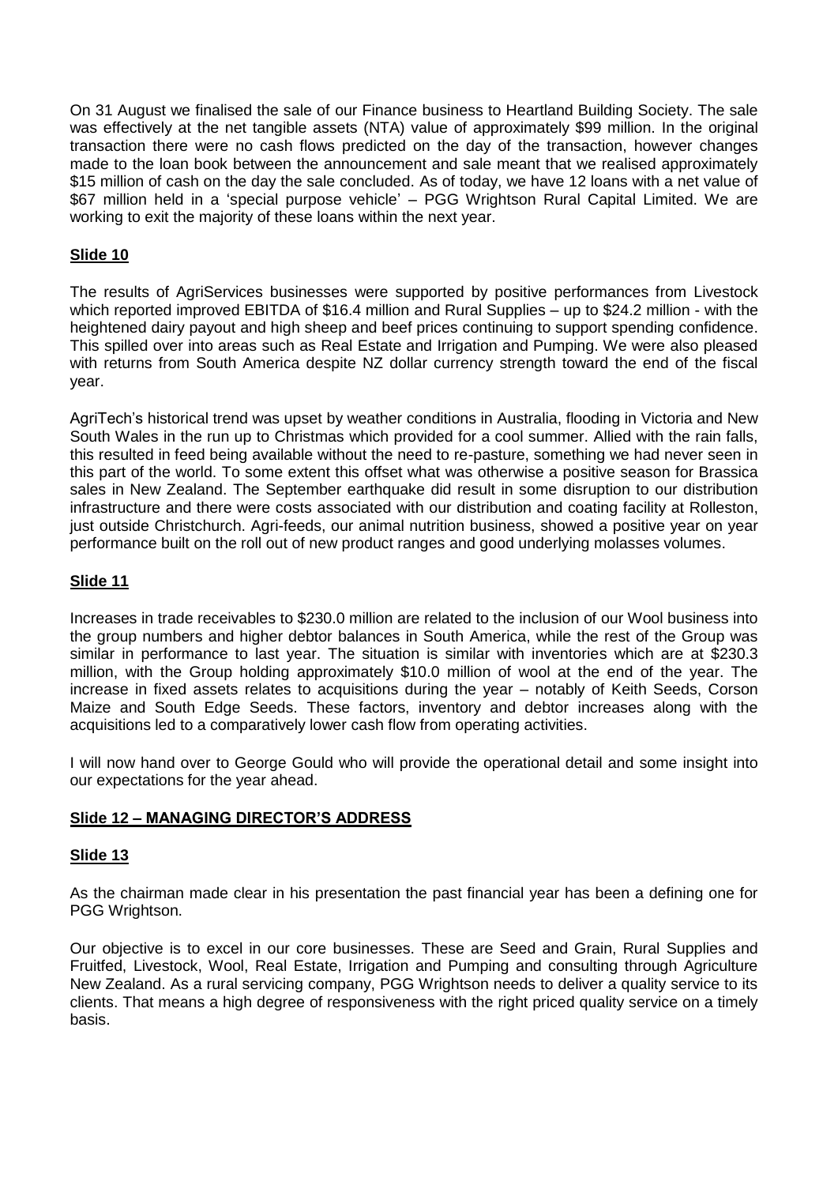On 31 August we finalised the sale of our Finance business to Heartland Building Society. The sale was effectively at the net tangible assets (NTA) value of approximately $99 million. In the original transaction there were no cash flows predicted on the day of the transaction, however changes made to the loan book between the announcement and sale meant that we realised approximately $15 million of cash on the day the sale concluded. As of today, we have 12 loans with a net value of $67 million held in a 'special purpose vehicle' – PGG Wrightson Rural Capital Limited. We are working to exit the majority of these loans within the next year.

**Slide 10**

The results of AgriServices businesses were supported by positive performances from Livestock which reported improved EBITDA of $16.4 million and Rural Supplies – up to $24.2 million - with the heightened dairy payout and high sheep and beef prices continuing to support spending confidence. This spilled over into areas such as Real Estate and Irrigation and Pumping. We were also pleased with returns from South America despite NZ dollar currency strength toward the end of the fiscal year.

AgriTech's historical trend was upset by weather conditions in Australia, flooding in Victoria and New South Wales in the run up to Christmas which provided for a cool summer. Allied with the rain falls, this resulted in feed being available without the need to re-pasture, something we had never seen in this part of the world. To some extent this offset what was otherwise a positive season for Brassica sales in New Zealand. The September earthquake did result in some disruption to our distribution infrastructure and there were costs associated with our distribution and coating facility at Rolleston, just outside Christchurch. Agri-feeds, our animal nutrition business, showed a positive year on year performance built on the roll out of new product ranges and good underlying molasses volumes.

**Slide 11**

Increases in trade receivables to $230.0 million are related to the inclusion of our Wool business into the group numbers and higher debtor balances in South America, while the rest of the Group was similar in performance to last year. The situation is similar with inventories which are at $230.3 million, with the Group holding approximately $10.0 million of wool at the end of the year. The increase in fixed assets relates to acquisitions during the year – notably of Keith Seeds, Corson Maize and South Edge Seeds. These factors, inventory and debtor increases along with the acquisitions led to a comparatively lower cash flow from operating activities.

I will now hand over to George Gould who will provide the operational detail and some insight into our expectations for the year ahead.

**Slide 12 – MANAGING DIRECTOR'S ADDRESS**

**Slide 13**

As the chairman made clear in his presentation the past financial year has been a defining one for PGG Wrightson.

Our objective is to excel in our core businesses. These are Seed and Grain, Rural Supplies and Fruitfed, Livestock, Wool, Real Estate, Irrigation and Pumping and consulting through Agriculture New Zealand. As a rural servicing company, PGG Wrightson needs to deliver a quality service to its clients. That means a high degree of responsiveness with the right priced quality service on a timely basis.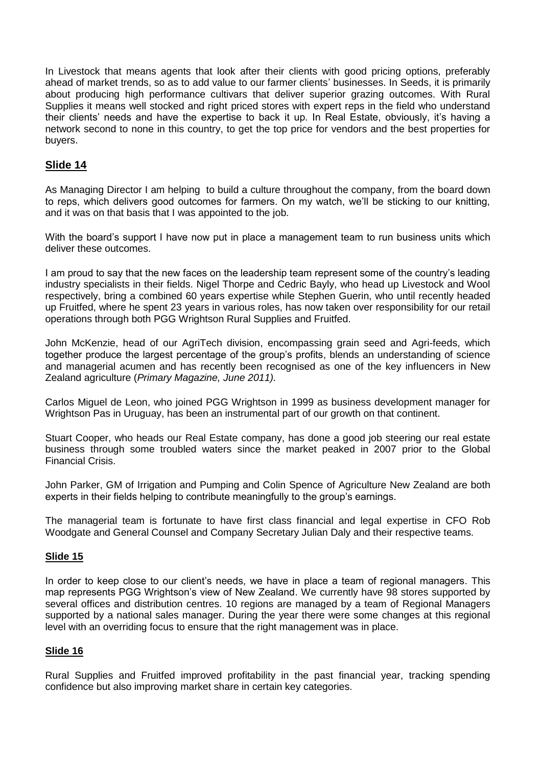In Livestock that means agents that look after their clients with good pricing options, preferably ahead of market trends, so as to add value to our farmer clients' businesses. In Seeds, it is primarily about producing high performance cultivars that deliver superior grazing outcomes. With Rural Supplies it means well stocked and right priced stores with expert reps in the field who understand their clients' needs and have the expertise to back it up. In Real Estate, obviously, it's having a network second to none in this country, to get the top price for vendors and the best properties for buyers.

## Slide 14

As Managing Director I am helping to build a culture throughout the company, from the board down to reps, which delivers good outcomes for farmers. On my watch, we'll be sticking to our knitting, and it was on that basis that I was appointed to the job.

With the board's support I have now put in place a management team to run business units which deliver these outcomes.

I am proud to say that the new faces on the leadership team represent some of the country's leading industry specialists in their fields. Nigel Thorpe and Cedric Bayly, who head up Livestock and Wool respectively, bring a combined 60 years expertise while Stephen Guerin, who until recently headed up Fruitfed, where he spent 23 years in various roles, has now taken over responsibility for our retail operations through both PGG Wrightson Rural Supplies and Fruitfed.

John McKenzie, head of our AgriTech division, encompassing grain seed and Agri-feeds, which together produce the largest percentage of the group's profits, blends an understanding of science and managerial acumen and has recently been recognised as one of the key influencers in New Zealand agriculture (*Primary Magazine, June 2011).*

Carlos Miguel de Leon, who joined PGG Wrightson in 1999 as business development manager for Wrightson Pas in Uruguay, has been an instrumental part of our growth on that continent.

Stuart Cooper, who heads our Real Estate company, has done a good job steering our real estate business through some troubled waters since the market peaked in 2007 prior to the Global Financial Crisis.

John Parker, GM of Irrigation and Pumping and Colin Spence of Agriculture New Zealand are both experts in their fields helping to contribute meaningfully to the group's earnings.

The managerial team is fortunate to have first class financial and legal expertise in CFO Rob Woodgate and General Counsel and Company Secretary Julian Daly and their respective teams.

## Slide 15

In order to keep close to our client's needs, we have in place a team of regional managers. This map represents PGG Wrightson's view of New Zealand. We currently have 98 stores supported by several offices and distribution centres. 10 regions are managed by a team of Regional Managers supported by a national sales manager. During the year there were some changes at this regional level with an overriding focus to ensure that the right management was in place.

## Slide 16

Rural Supplies and Fruitfed improved profitability in the past financial year, tracking spending confidence but also improving market share in certain key categories.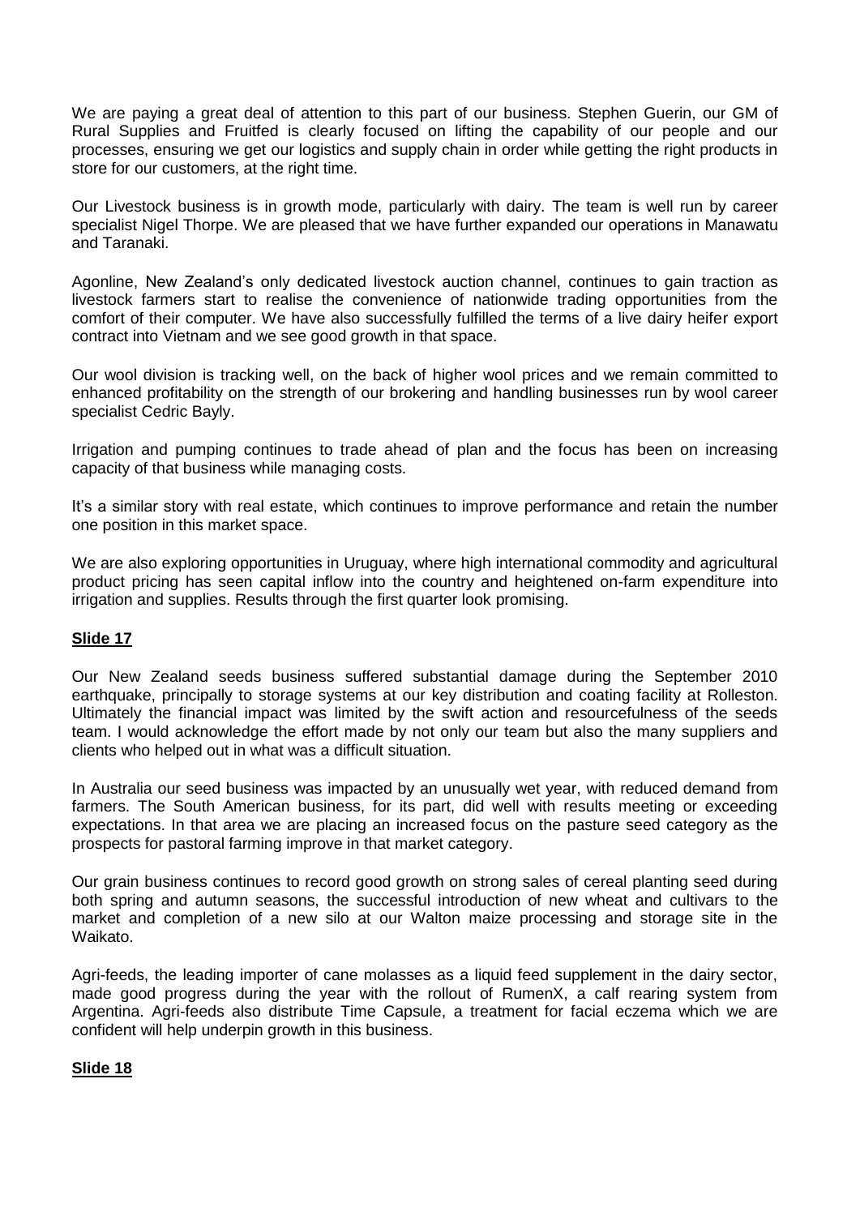We are paying a great deal of attention to this part of our business. Stephen Guerin, our GM of Rural Supplies and Fruitfed is clearly focused on lifting the capability of our people and our processes, ensuring we get our logistics and supply chain in order while getting the right products in store for our customers, at the right time.

Our Livestock business is in growth mode, particularly with dairy. The team is well run by career specialist Nigel Thorpe. We are pleased that we have further expanded our operations in Manawatu and Taranaki.

Agonline, New Zealand's only dedicated livestock auction channel, continues to gain traction as livestock farmers start to realise the convenience of nationwide trading opportunities from the comfort of their computer. We have also successfully fulfilled the terms of a live dairy heifer export contract into Vietnam and we see good growth in that space.

Our wool division is tracking well, on the back of higher wool prices and we remain committed to enhanced profitability on the strength of our brokering and handling businesses run by wool career specialist Cedric Bayly.

Irrigation and pumping continues to trade ahead of plan and the focus has been on increasing capacity of that business while managing costs.

It's a similar story with real estate, which continues to improve performance and retain the number one position in this market space.

We are also exploring opportunities in Uruguay, where high international commodity and agricultural product pricing has seen capital inflow into the country and heightened on-farm expenditure into irrigation and supplies. Results through the first quarter look promising.

**Slide 17**

Our New Zealand seeds business suffered substantial damage during the September 2010 earthquake, principally to storage systems at our key distribution and coating facility at Rolleston. Ultimately the financial impact was limited by the swift action and resourcefulness of the seeds team. I would acknowledge the effort made by not only our team but also the many suppliers and clients who helped out in what was a difficult situation.

In Australia our seed business was impacted by an unusually wet year, with reduced demand from farmers. The South American business, for its part, did well with results meeting or exceeding expectations. In that area we are placing an increased focus on the pasture seed category as the prospects for pastoral farming improve in that market category.

Our grain business continues to record good growth on strong sales of cereal planting seed during both spring and autumn seasons, the successful introduction of new wheat and cultivars to the market and completion of a new silo at our Walton maize processing and storage site in the Waikato.

Agri-feeds, the leading importer of cane molasses as a liquid feed supplement in the dairy sector, made good progress during the year with the rollout of RumenX, a calf rearing system from Argentina. Agri-feeds also distribute Time Capsule, a treatment for facial eczema which we are confident will help underpin growth in this business.

**Slide 18**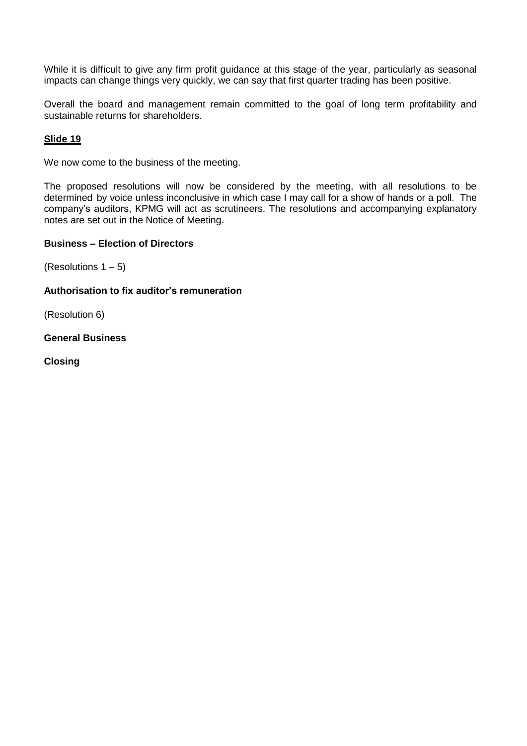While it is difficult to give any firm profit guidance at this stage of the year, particularly as seasonal impacts can change things very quickly, we can say that first quarter trading has been positive.

Overall the board and management remain committed to the goal of long term profitability and sustainable returns for shareholders.

**Slide 19**

We now come to the business of the meeting.

The proposed resolutions will now be considered by the meeting, with all resolutions to be determined by voice unless inconclusive in which case I may call for a show of hands or a poll. The company's auditors, KPMG will act as scrutineers. The resolutions and accompanying explanatory notes are set out in the Notice of Meeting.

**Business – Election of Directors**

(Resolutions 1 – 5)

**Authorisation to fix auditor's remuneration**

(Resolution 6)

**General Business**

**Closing**